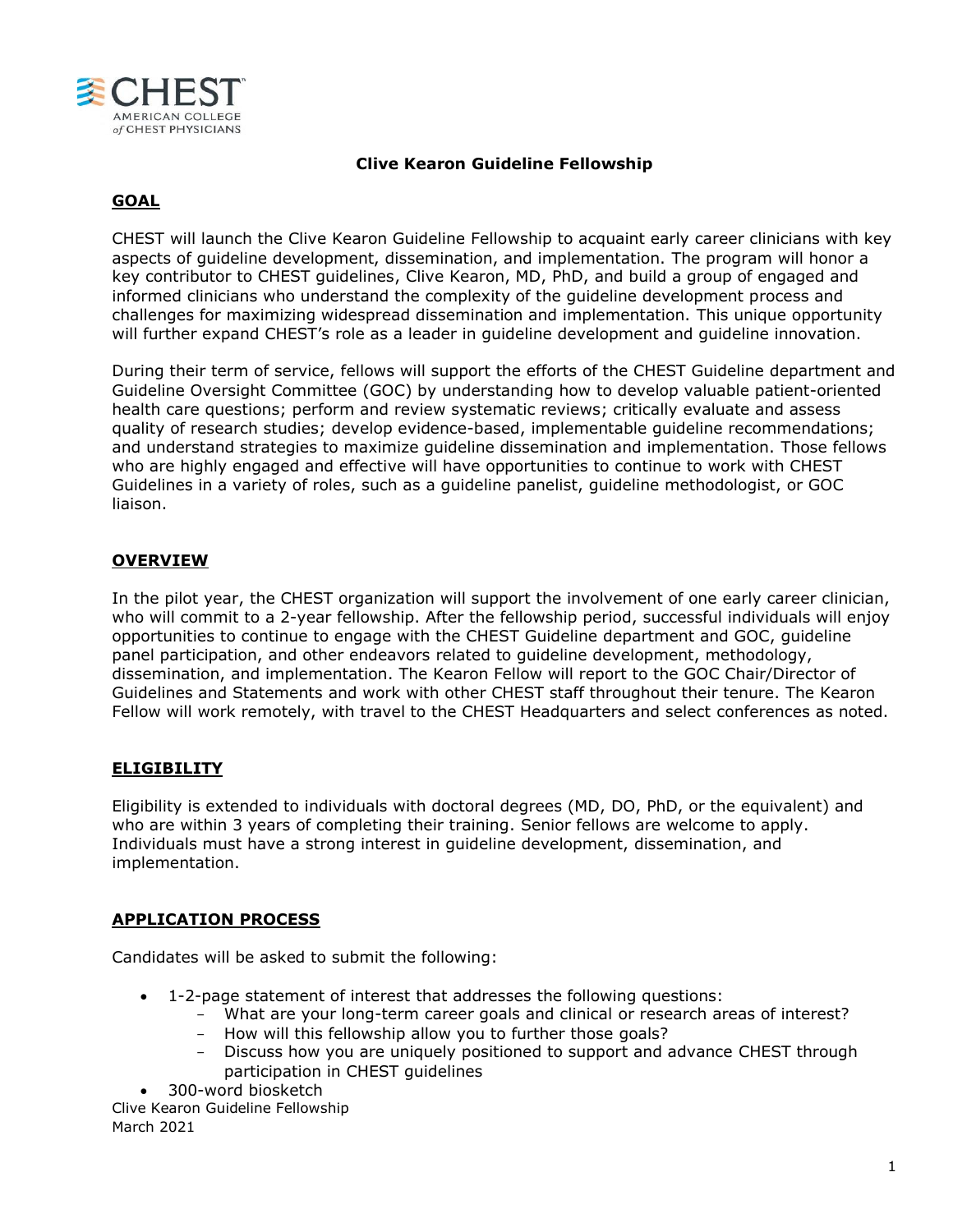# Clive Kearon Guideline Fellowship

## GOAL

CHEST will launch the Clive Kearon Guideline Fellowship to acquaint early career clinicians with key aspects of guideline development, dissemination, and implementation. The program will honor a key contributor to CHEST guidelines, Clive Kearon, MD, PhD, and build a group of engaged and informed clinicians who understand the complexity of the guideline development process and challenges for maximizing widespread dissemination and implementation. This unique opportunity will further expand CHEST's role as a leader in guideline development and guideline innovation.

During their term of service, fellows will support the efforts of the CHEST Guideline department and Guideline Oversight Committee (GOC) by understanding how to develop valuable patient-oriented health care questions; perform and review systematic reviews; critically evaluate and assess quality of research studies; develop evidence-based, implementable guideline recommendations; and understand strategies to maximize guideline dissemination and implementation. Those fellows who are highly engaged and effective will have opportunities to continue to work with CHEST Guidelines in a variety of roles, such as a guideline panelist, guideline methodologist, or GOC liaison.

## OVERVIEW

In the pilot year, the CHEST organization will support the involvement of one early career clinician, who will commit to a 2-year fellowship. After the fellowship period, successful individuals will enjoy opportunities to continue to engage with the CHEST Guideline department and GOC, guideline panel participation, and other endeavors related to guideline development, methodology, dissemination, and implementation. The Kearon Fellow will report to the GOC Chair/Director of Guidelines and Statements and work with other CHEST staff throughout their tenure. The Kearon Fellow will work remotely, with travel to the CHEST Headquarters and select conferences as noted.

## ELIGIBILITY

Eligibility is extended to individuals with doctoral degrees (MD, DO, PhD, or the equivalent) and who are within 3 years of completing their training. Senior fellows are welcome to apply. Individuals must have a strong interest in guideline development, dissemination, and implementation.

## APPLICATION PROCESS

Candidates will be asked to submit the following:

- 1-2-page statement of interest that addresses the following questions:
  - What are your long-term career goals and clinical or research areas of interest?
  - How will this fellowship allow you to further those goals?
  - Discuss how you are uniquely positioned to support and advance CHEST through participation in CHEST guidelines
- 300-word biosketch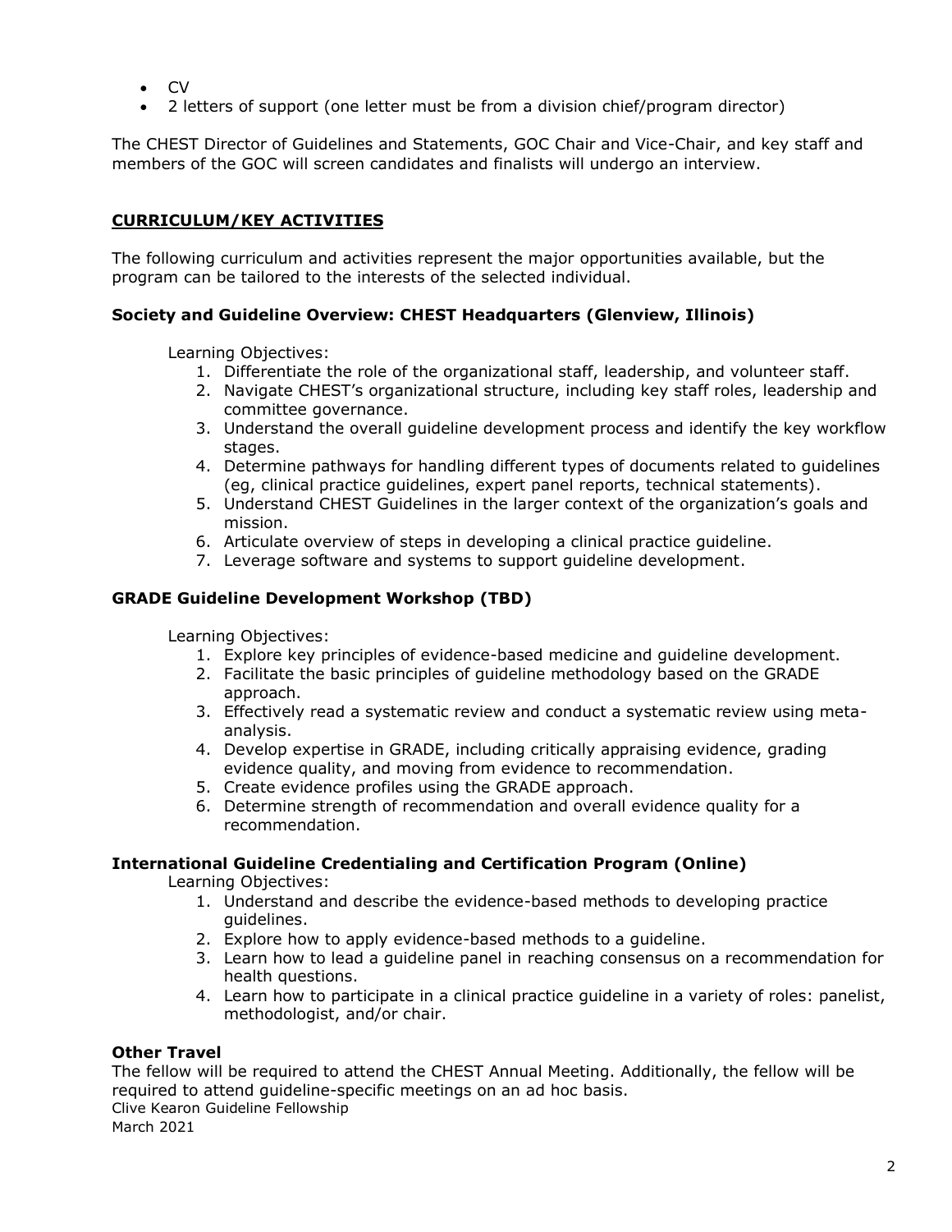- CV
- 2 letters of support (one letter must be from a division chief/program director)

The CHEST Director of Guidelines and Statements, GOC Chair and Vice-Chair, and key staff and members of the GOC will screen candidates and finalists will undergo an interview.

## CURRICULUM/KEY ACTIVITIES

The following curriculum and activities represent the major opportunities available, but the program can be tailored to the interests of the selected individual.

### Society and Guideline Overview: CHEST Headquarters (Glenview, Illinois)

Learning Objectives:

1. Differentiate the role of the organizational staff, leadership, and volunteer staff.
2. Navigate CHEST's organizational structure, including key staff roles, leadership and committee governance.
3. Understand the overall guideline development process and identify the key workflow stages.
4. Determine pathways for handling different types of documents related to guidelines (eg, clinical practice guidelines, expert panel reports, technical statements).
5. Understand CHEST Guidelines in the larger context of the organization's goals and mission.
6. Articulate overview of steps in developing a clinical practice guideline.
7. Leverage software and systems to support guideline development.

### GRADE Guideline Development Workshop (TBD)

Learning Objectives:

1. Explore key principles of evidence-based medicine and guideline development.
2. Facilitate the basic principles of guideline methodology based on the GRADE approach.
3. Effectively read a systematic review and conduct a systematic review using meta-analysis.
4. Develop expertise in GRADE, including critically appraising evidence, grading evidence quality, and moving from evidence to recommendation.
5. Create evidence profiles using the GRADE approach.
6. Determine strength of recommendation and overall evidence quality for a recommendation.

### International Guideline Credentialing and Certification Program (Online)

Learning Objectives:

1. Understand and describe the evidence-based methods to developing practice guidelines.
2. Explore how to apply evidence-based methods to a guideline.
3. Learn how to lead a guideline panel in reaching consensus on a recommendation for health questions.
4. Learn how to participate in a clinical practice guideline in a variety of roles: panelist, methodologist, and/or chair.

### Other Travel

The fellow will be required to attend the CHEST Annual Meeting. Additionally, the fellow will be required to attend guideline-specific meetings on an ad hoc basis.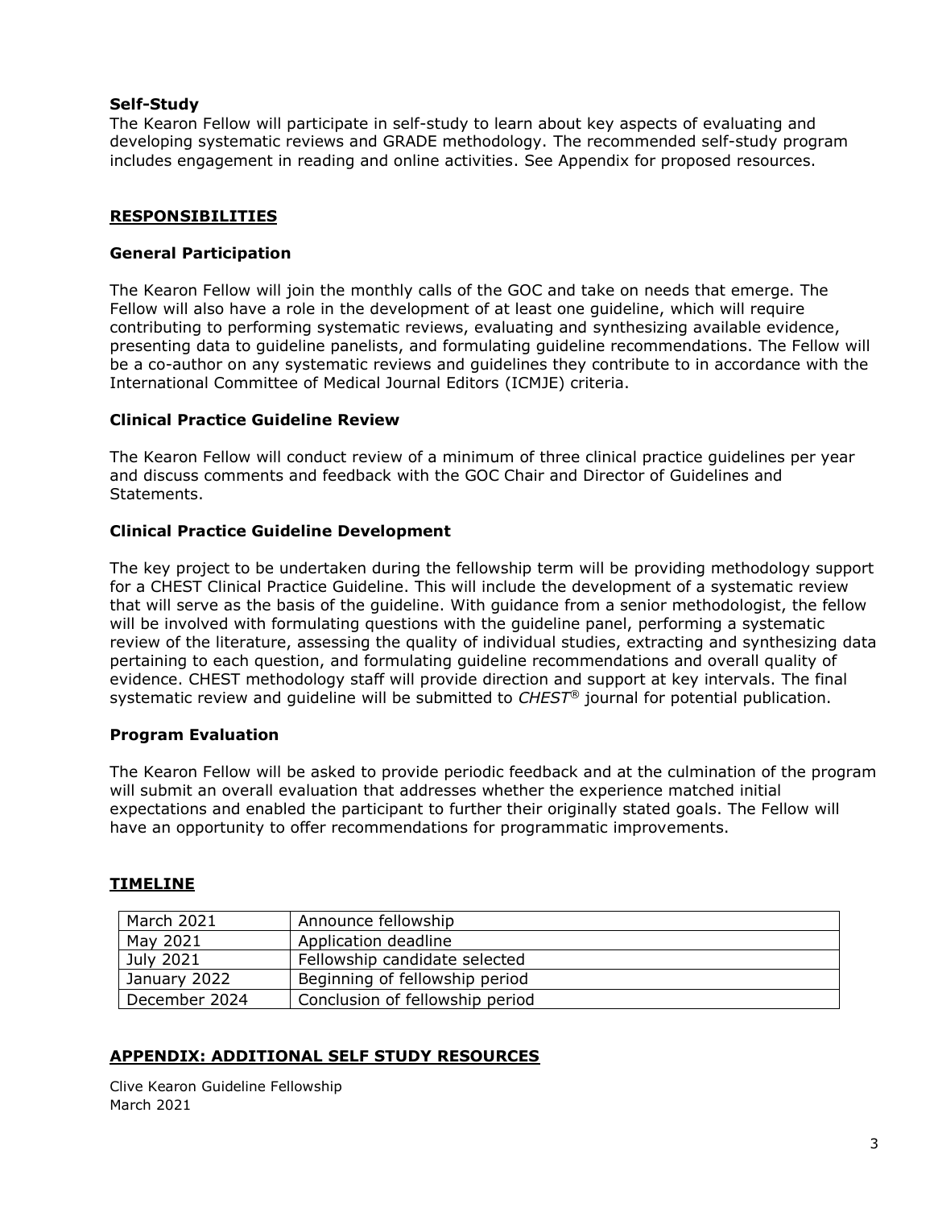### Self-Study

The Kearon Fellow will participate in self-study to learn about key aspects of evaluating and developing systematic reviews and GRADE methodology. The recommended self-study program includes engagement in reading and online activities. See Appendix for proposed resources.

## RESPONSIBILITIES

### General Participation

The Kearon Fellow will join the monthly calls of the GOC and take on needs that emerge. The Fellow will also have a role in the development of at least one guideline, which will require contributing to performing systematic reviews, evaluating and synthesizing available evidence, presenting data to guideline panelists, and formulating guideline recommendations. The Fellow will be a co-author on any systematic reviews and guidelines they contribute to in accordance with the International Committee of Medical Journal Editors (ICMJE) criteria.

### Clinical Practice Guideline Review

The Kearon Fellow will conduct review of a minimum of three clinical practice guidelines per year and discuss comments and feedback with the GOC Chair and Director of Guidelines and Statements.

### Clinical Practice Guideline Development

The key project to be undertaken during the fellowship term will be providing methodology support for a CHEST Clinical Practice Guideline. This will include the development of a systematic review that will serve as the basis of the guideline. With guidance from a senior methodologist, the fellow will be involved with formulating questions with the guideline panel, performing a systematic review of the literature, assessing the quality of individual studies, extracting and synthesizing data pertaining to each question, and formulating guideline recommendations and overall quality of evidence. CHEST methodology staff will provide direction and support at key intervals. The final systematic review and guideline will be submitted to *CHEST*® journal for potential publication.

### Program Evaluation

The Kearon Fellow will be asked to provide periodic feedback and at the culmination of the program will submit an overall evaluation that addresses whether the experience matched initial expectations and enabled the participant to further their originally stated goals. The Fellow will have an opportunity to offer recommendations for programmatic improvements.

## TIMELINE

| | |
|---|---|
| March 2021 | Announce fellowship |
| May 2021 | Application deadline |
| July 2021 | Fellowship candidate selected |
| January 2022 | Beginning of fellowship period |
| December 2024 | Conclusion of fellowship period |

## APPENDIX: ADDITIONAL SELF STUDY RESOURCES

Clive Kearon Guideline Fellowship
March 2021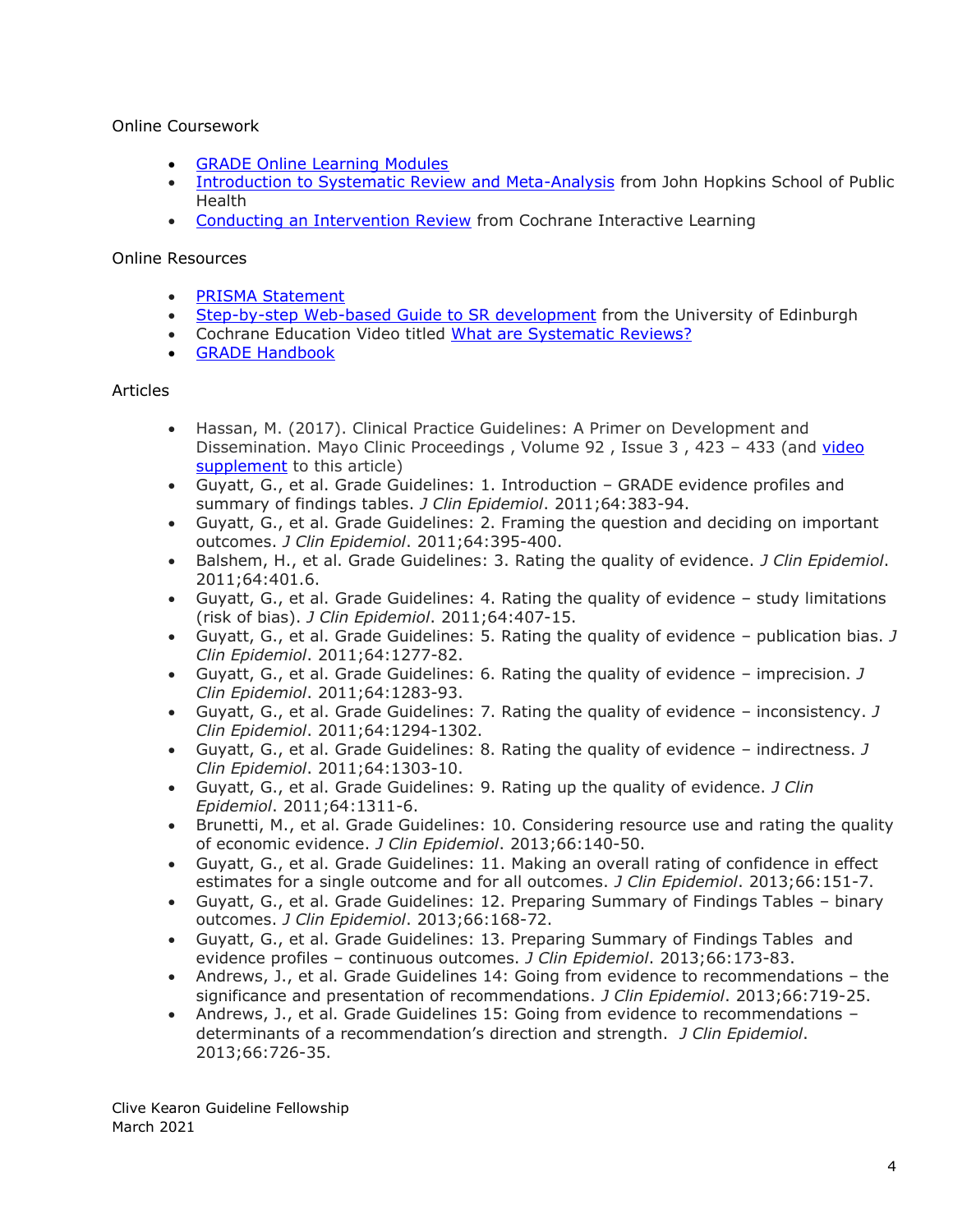Online Coursework

- GRADE Online Learning Modules
- Introduction to Systematic Review and Meta-Analysis from John Hopkins School of Public Health
- Conducting an Intervention Review from Cochrane Interactive Learning

Online Resources

- PRISMA Statement
- Step-by-step Web-based Guide to SR development from the University of Edinburgh
- Cochrane Education Video titled What are Systematic Reviews?
- GRADE Handbook

Articles

- Hassan, M. (2017). Clinical Practice Guidelines: A Primer on Development and Dissemination. Mayo Clinic Proceedings , Volume 92 , Issue 3 , 423 – 433 (and video supplement to this article)
- Guyatt, G., et al. Grade Guidelines: 1. Introduction – GRADE evidence profiles and summary of findings tables. *J Clin Epidemiol*. 2011;64:383-94.
- Guyatt, G., et al. Grade Guidelines: 2. Framing the question and deciding on important outcomes. *J Clin Epidemiol*. 2011;64:395-400.
- Balshem, H., et al. Grade Guidelines: 3. Rating the quality of evidence. *J Clin Epidemiol*. 2011;64:401.6.
- Guyatt, G., et al. Grade Guidelines: 4. Rating the quality of evidence – study limitations (risk of bias). *J Clin Epidemiol*. 2011;64:407-15.
- Guyatt, G., et al. Grade Guidelines: 5. Rating the quality of evidence – publication bias. *J Clin Epidemiol*. 2011;64:1277-82.
- Guyatt, G., et al. Grade Guidelines: 6. Rating the quality of evidence – imprecision. *J Clin Epidemiol*. 2011;64:1283-93.
- Guyatt, G., et al. Grade Guidelines: 7. Rating the quality of evidence – inconsistency. *J Clin Epidemiol*. 2011;64:1294-1302.
- Guyatt, G., et al. Grade Guidelines: 8. Rating the quality of evidence – indirectness. *J Clin Epidemiol*. 2011;64:1303-10.
- Guyatt, G., et al. Grade Guidelines: 9. Rating up the quality of evidence. *J Clin Epidemiol*. 2011;64:1311-6.
- Brunetti, M., et al. Grade Guidelines: 10. Considering resource use and rating the quality of economic evidence. *J Clin Epidemiol*. 2013;66:140-50.
- Guyatt, G., et al. Grade Guidelines: 11. Making an overall rating of confidence in effect estimates for a single outcome and for all outcomes. *J Clin Epidemiol*. 2013;66:151-7.
- Guyatt, G., et al. Grade Guidelines: 12. Preparing Summary of Findings Tables – binary outcomes. *J Clin Epidemiol*. 2013;66:168-72.
- Guyatt, G., et al. Grade Guidelines: 13. Preparing Summary of Findings Tables and evidence profiles – continuous outcomes. *J Clin Epidemiol*. 2013;66:173-83.
- Andrews, J., et al. Grade Guidelines 14: Going from evidence to recommendations – the significance and presentation of recommendations. *J Clin Epidemiol*. 2013;66:719-25.
- Andrews, J., et al. Grade Guidelines 15: Going from evidence to recommendations – determinants of a recommendation's direction and strength. *J Clin Epidemiol*. 2013;66:726-35.

Clive Kearon Guideline Fellowship
March 2021